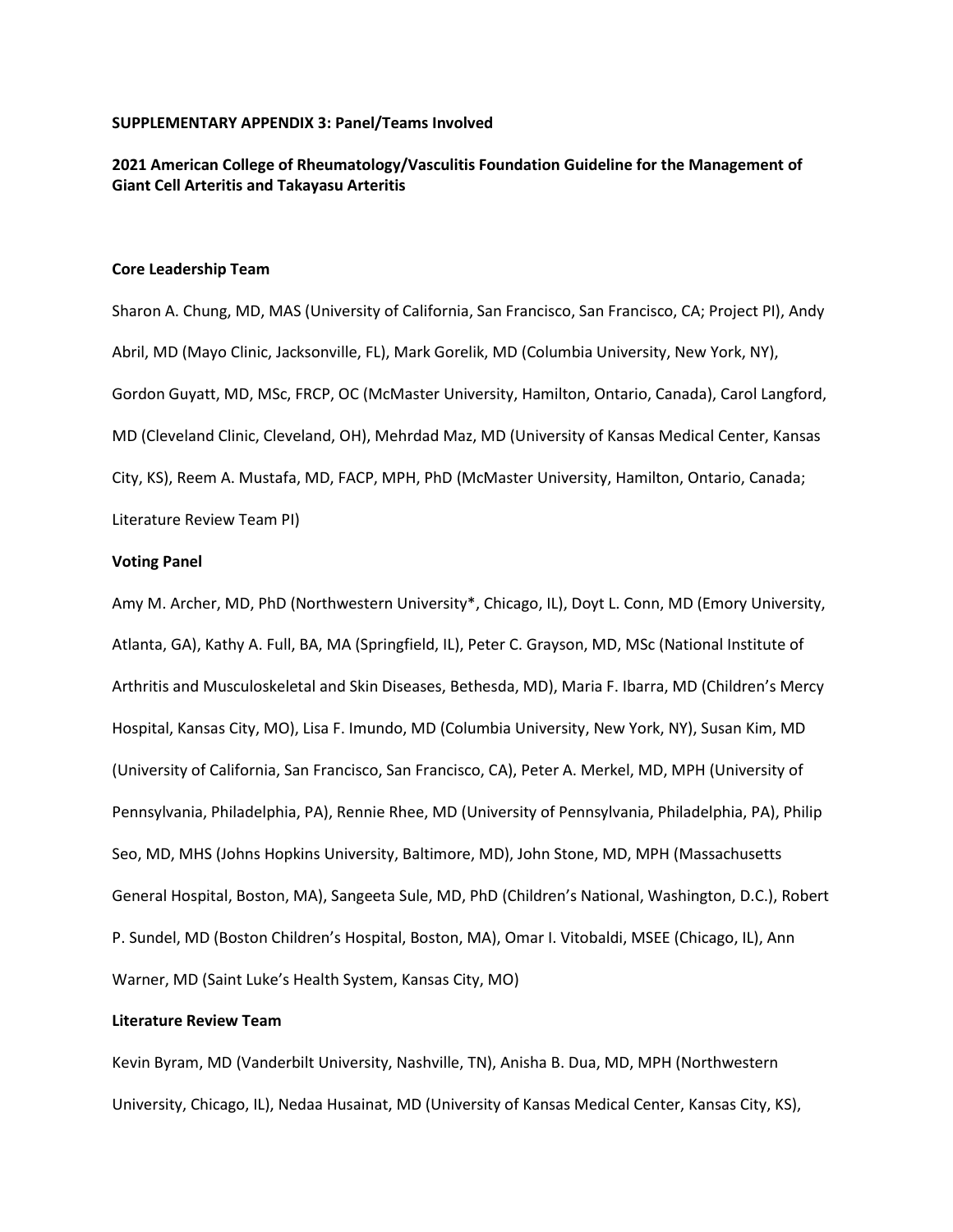**SUPPLEMENTARY APPENDIX 3: Panel/Teams Involved**

**2021 American College of Rheumatology/Vasculitis Foundation Guideline for the Management of Giant Cell Arteritis and Takayasu Arteritis**

**Core Leadership Team**

Sharon A. Chung, MD, MAS (University of California, San Francisco, San Francisco, CA; Project PI), Andy Abril, MD (Mayo Clinic, Jacksonville, FL), Mark Gorelik, MD (Columbia University, New York, NY), Gordon Guyatt, MD, MSc, FRCP, OC (McMaster University, Hamilton, Ontario, Canada), Carol Langford, MD (Cleveland Clinic, Cleveland, OH), Mehrdad Maz, MD (University of Kansas Medical Center, Kansas City, KS), Reem A. Mustafa, MD, FACP, MPH, PhD (McMaster University, Hamilton, Ontario, Canada; Literature Review Team PI)

**Voting Panel**

Amy M. Archer, MD, PhD (Northwestern University*, Chicago, IL), Doyt L. Conn, MD (Emory University, Atlanta, GA), Kathy A. Full, BA, MA (Springfield, IL), Peter C. Grayson, MD, MSc (National Institute of Arthritis and Musculoskeletal and Skin Diseases, Bethesda, MD), Maria F. Ibarra, MD (Children's Mercy Hospital, Kansas City, MO), Lisa F. Imundo, MD (Columbia University, New York, NY), Susan Kim, MD (University of California, San Francisco, San Francisco, CA), Peter A. Merkel, MD, MPH (University of Pennsylvania, Philadelphia, PA), Rennie Rhee, MD (University of Pennsylvania, Philadelphia, PA), Philip Seo, MD, MHS (Johns Hopkins University, Baltimore, MD), John Stone, MD, MPH (Massachusetts General Hospital, Boston, MA), Sangeeta Sule, MD, PhD (Children's National, Washington, D.C.), Robert P. Sundel, MD (Boston Children's Hospital, Boston, MA), Omar I. Vitobaldi, MSEE (Chicago, IL), Ann Warner, MD (Saint Luke's Health System, Kansas City, MO)

**Literature Review Team**

Kevin Byram, MD (Vanderbilt University, Nashville, TN), Anisha B. Dua, MD, MPH (Northwestern University, Chicago, IL), Nedaa Husainat, MD (University of Kansas Medical Center, Kansas City, KS),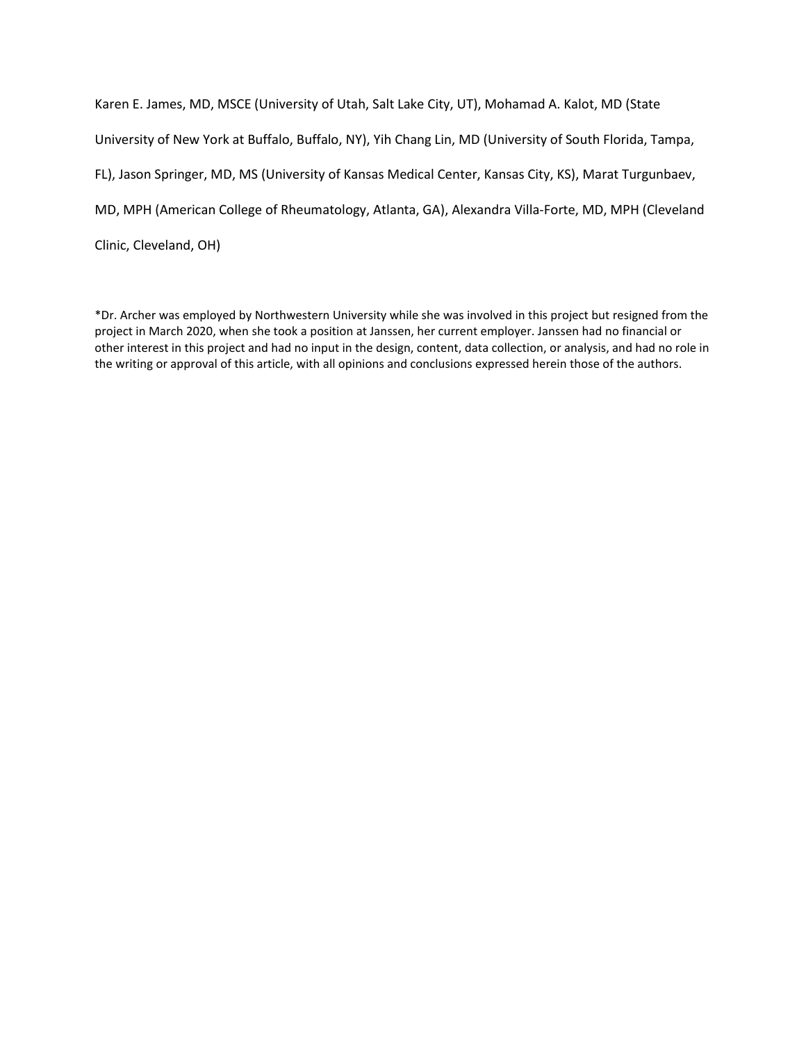Karen E. James, MD, MSCE (University of Utah, Salt Lake City, UT), Mohamad A. Kalot, MD (State University of New York at Buffalo, Buffalo, NY), Yih Chang Lin, MD (University of South Florida, Tampa, FL), Jason Springer, MD, MS (University of Kansas Medical Center, Kansas City, KS), Marat Turgunbaev, MD, MPH (American College of Rheumatology, Atlanta, GA), Alexandra Villa-Forte, MD, MPH (Cleveland Clinic, Cleveland, OH)

*Dr. Archer was employed by Northwestern University while she was involved in this project but resigned from the project in March 2020, when she took a position at Janssen, her current employer. Janssen had no financial or other interest in this project and had no input in the design, content, data collection, or analysis, and had no role in the writing or approval of this article, with all opinions and conclusions expressed herein those of the authors.